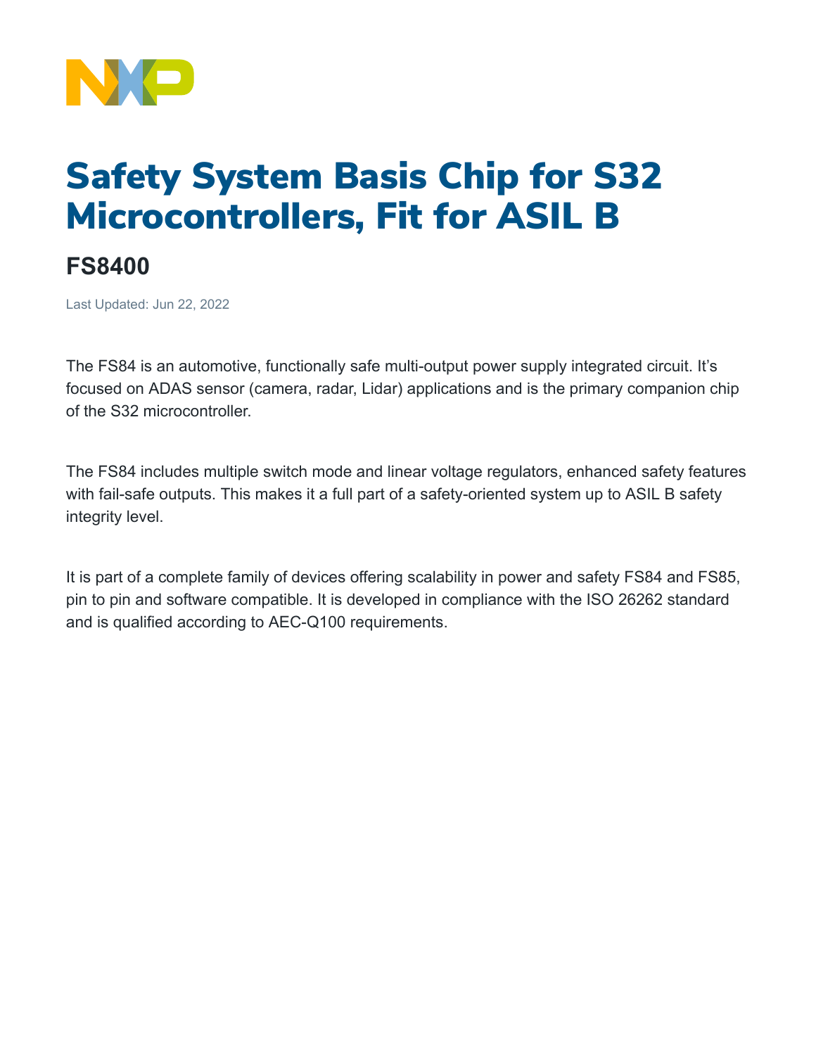# Safety System Basis Chip for S32 Microcontrollers, Fit for ASIL B

## FS8400

Last Updated: Jun 22, 2022

The FS84 is an automotive, functionally safe multi-output power supply integrated circuit. It’s focused on ADAS sensor (camera, radar, Lidar) applications and is the primary companion chip of the S32 microcontroller.

The FS84 includes multiple switch mode and linear voltage regulators, enhanced safety features with fail-safe outputs. This makes it a full part of a safety-oriented system up to ASIL B safety integrity level.

It is part of a complete family of devices offering scalability in power and safety FS84 and FS85, pin to pin and software compatible. It is developed in compliance with the ISO 26262 standard and is qualified according to AEC-Q100 requirements.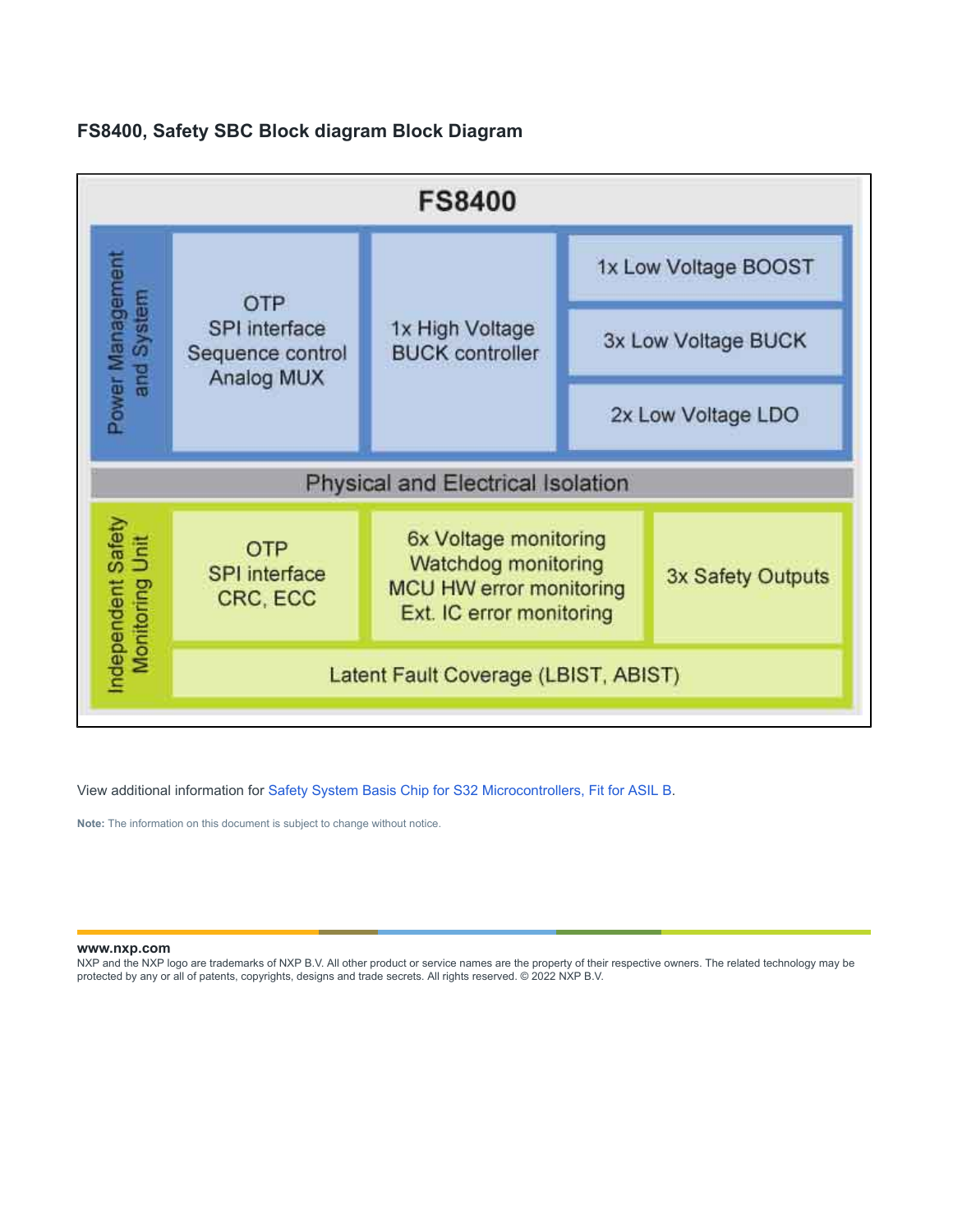## FS8400, Safety SBC Block diagram Block Diagram

FS8400

Power Management and System

OTP
SPI interface
Sequence control
Analog MUX

1x High Voltage BUCK controller

1x Low Voltage BOOST

3x Low Voltage BUCK

2x Low Voltage LDO

Physical and Electrical Isolation

Independent Safety Monitoring Unit

OTP
SPI interface
CRC, ECC

6x Voltage monitoring
Watchdog monitoring
MCU HW error monitoring
Ext. IC error monitoring

3x Safety Outputs

Latent Fault Coverage (LBIST, ABIST)

View additional information for Safety System Basis Chip for S32 Microcontrollers, Fit for ASIL B.

**Note:** The information on this document is subject to change without notice.

**www.nxp.com**

NXP and the NXP logo are trademarks of NXP B.V. All other product or service names are the property of their respective owners. The related technology may be protected by any or all of patents, copyrights, designs and trade secrets. All rights reserved. © 2022 NXP B.V.